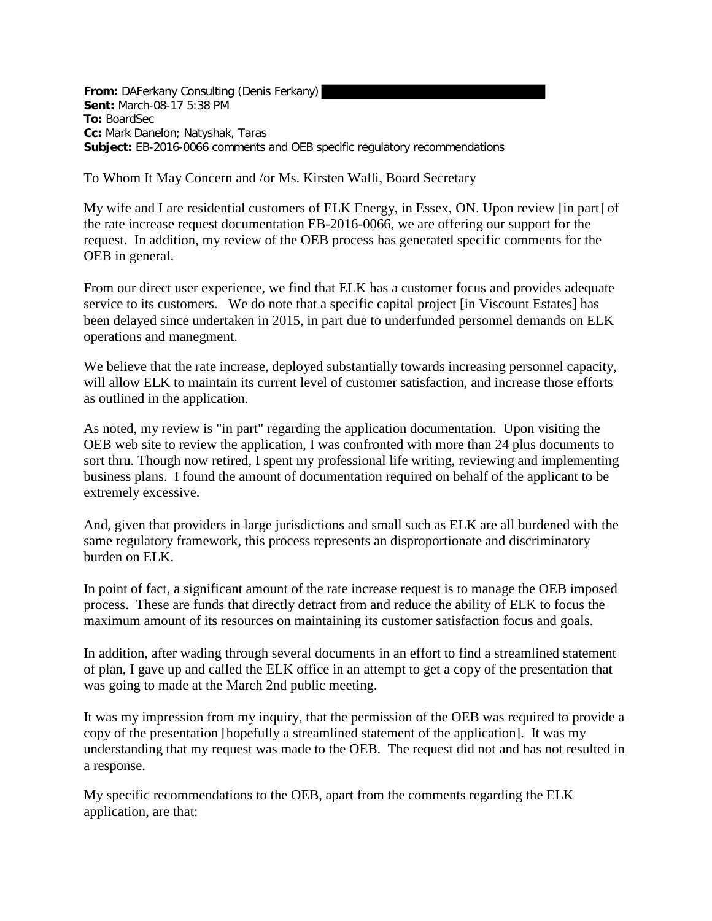**From:** DAFerkany Consulting (Denis Ferkany)
**Sent:** March-08-17 5:38 PM
**To:** BoardSec
**Cc:** Mark Danelon; Natyshak, Taras
**Subject:** EB-2016-0066 comments and OEB specific regulatory recommendations

To Whom It May Concern and /or Ms. Kirsten Walli, Board Secretary

My wife and I are residential customers of ELK Energy, in Essex, ON. Upon review [in part] of the rate increase request documentation EB-2016-0066, we are offering our support for the request. In addition, my review of the OEB process has generated specific comments for the OEB in general.

From our direct user experience, we find that ELK has a customer focus and provides adequate service to its customers. We do note that a specific capital project [in Viscount Estates] has been delayed since undertaken in 2015, in part due to underfunded personnel demands on ELK operations and manegment.

We believe that the rate increase, deployed substantially towards increasing personnel capacity, will allow ELK to maintain its current level of customer satisfaction, and increase those efforts as outlined in the application.

As noted, my review is "in part" regarding the application documentation. Upon visiting the OEB web site to review the application, I was confronted with more than 24 plus documents to sort thru. Though now retired, I spent my professional life writing, reviewing and implementing business plans. I found the amount of documentation required on behalf of the applicant to be extremely excessive.

And, given that providers in large jurisdictions and small such as ELK are all burdened with the same regulatory framework, this process represents an disproportionate and discriminatory burden on ELK.

In point of fact, a significant amount of the rate increase request is to manage the OEB imposed process. These are funds that directly detract from and reduce the ability of ELK to focus the maximum amount of its resources on maintaining its customer satisfaction focus and goals.

In addition, after wading through several documents in an effort to find a streamlined statement of plan, I gave up and called the ELK office in an attempt to get a copy of the presentation that was going to made at the March 2nd public meeting.

It was my impression from my inquiry, that the permission of the OEB was required to provide a copy of the presentation [hopefully a streamlined statement of the application]. It was my understanding that my request was made to the OEB. The request did not and has not resulted in a response.

My specific recommendations to the OEB, apart from the comments regarding the ELK application, are that: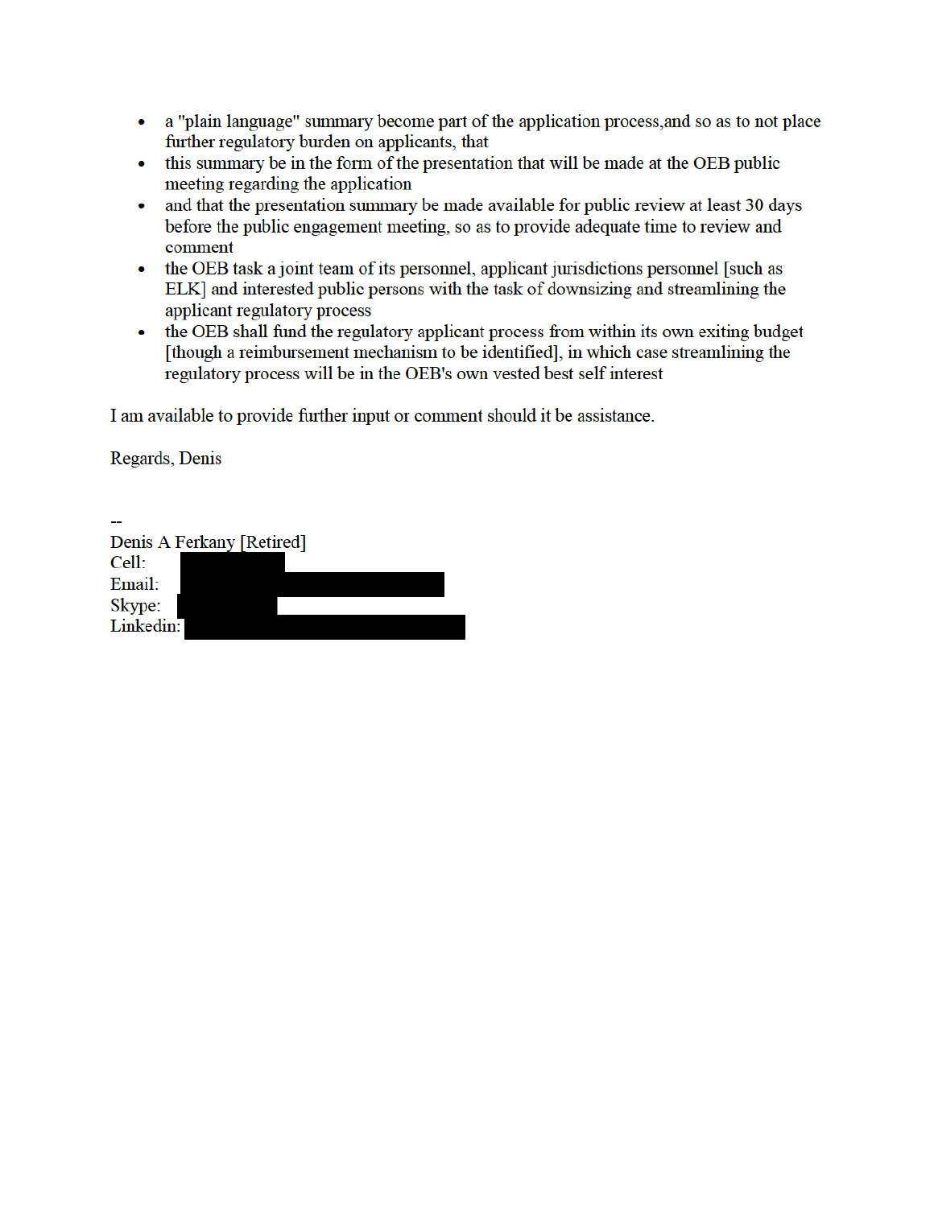- a "plain language" summary become part of the application process,and so as to not place further regulatory burden on applicants, that
- this summary be in the form of the presentation that will be made at the OEB public meeting regarding the application
- and that the presentation summary be made available for public review at least 30 days before the public engagement meeting, so as to provide adequate time to review and comment
- the OEB task a joint team of its personnel, applicant jurisdictions personnel [such as ELK] and interested public persons with the task of downsizing and streamlining the applicant regulatory process
- the OEB shall fund the regulatory applicant process from within its own exiting budget [though a reimbursement mechanism to be identified], in which case streamlining the regulatory process will be in the OEB's own vested best self interest

I am available to provide further input or comment should it be assistance.

Regards, Denis

--
Denis A Ferkany [Retired]
Cell:
Email:
Skype:
Linkedin: